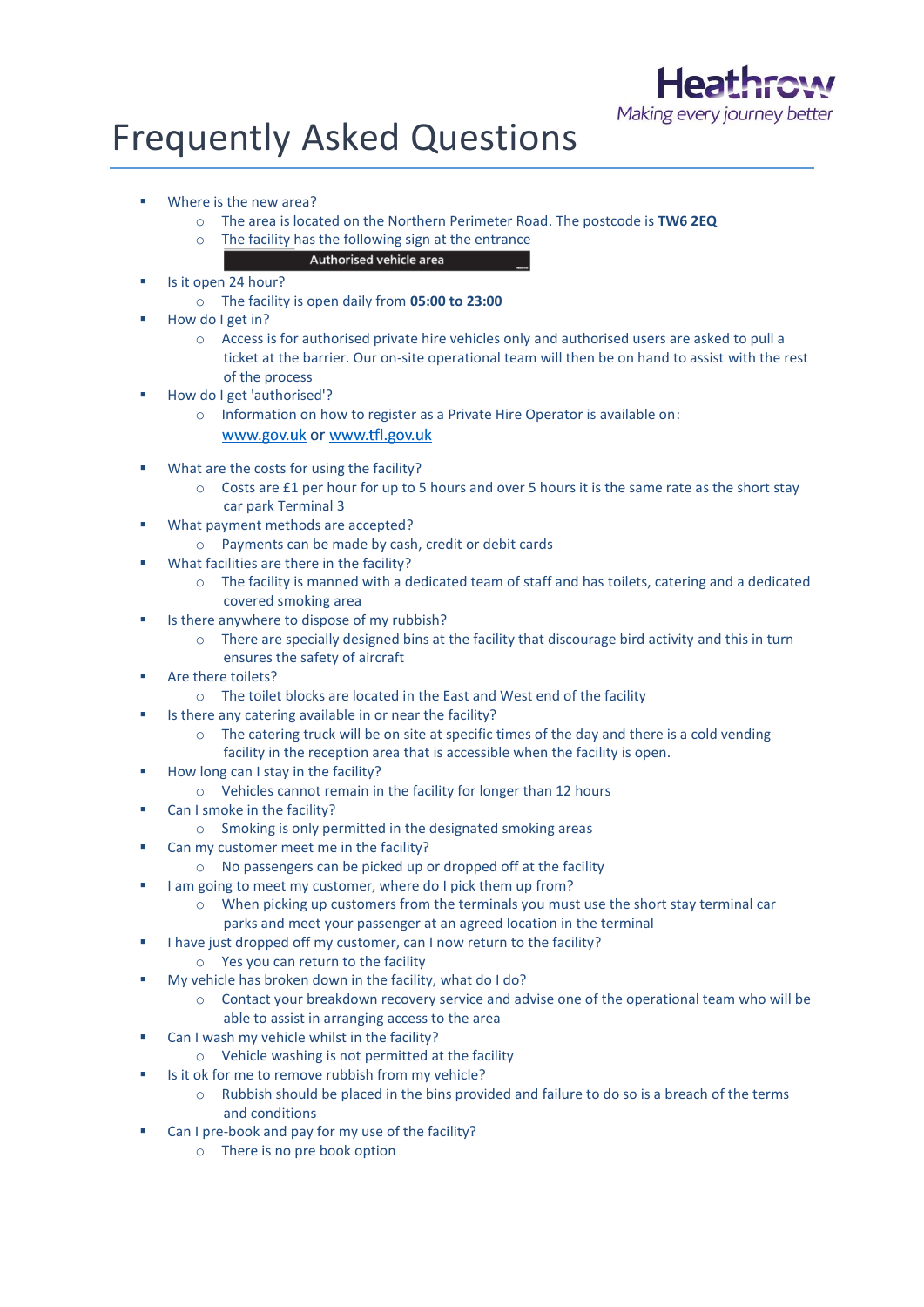# Frequently Asked Questions

Heathrow
*Making every journey better*

- Where is the new area?
  - The area is located on the Northern Perimeter Road. The postcode is **TW6 2EQ**
  - The facility has the following sign at the entrance

    Authorised vehicle area
- Is it open 24 hour?
  - The facility is open daily from **05:00 to 23:00**
- How do I get in?
  - Access is for authorised private hire vehicles only and authorised users are asked to pull a ticket at the barrier. Our on-site operational team will then be on hand to assist with the rest of the process
- How do I get 'authorised'?
  - Information on how to register as a Private Hire Operator is available on: www.gov.uk or www.tfl.gov.uk
- What are the costs for using the facility?
  - Costs are £1 per hour for up to 5 hours and over 5 hours it is the same rate as the short stay car park Terminal 3
- What payment methods are accepted?
  - Payments can be made by cash, credit or debit cards
- What facilities are there in the facility?
  - The facility is manned with a dedicated team of staff and has toilets, catering and a dedicated covered smoking area
- Is there anywhere to dispose of my rubbish?
  - There are specially designed bins at the facility that discourage bird activity and this in turn ensures the safety of aircraft
- Are there toilets?
  - The toilet blocks are located in the East and West end of the facility
- Is there any catering available in or near the facility?
  - The catering truck will be on site at specific times of the day and there is a cold vending facility in the reception area that is accessible when the facility is open.
- How long can I stay in the facility?
  - Vehicles cannot remain in the facility for longer than 12 hours
- Can I smoke in the facility?
  - Smoking is only permitted in the designated smoking areas
- Can my customer meet me in the facility?
  - No passengers can be picked up or dropped off at the facility
- I am going to meet my customer, where do I pick them up from?
  - When picking up customers from the terminals you must use the short stay terminal car parks and meet your passenger at an agreed location in the terminal
- I have just dropped off my customer, can I now return to the facility?
  - Yes you can return to the facility
- My vehicle has broken down in the facility, what do I do?
  - Contact your breakdown recovery service and advise one of the operational team who will be able to assist in arranging access to the area
- Can I wash my vehicle whilst in the facility?
  - Vehicle washing is not permitted at the facility
- Is it ok for me to remove rubbish from my vehicle?
  - Rubbish should be placed in the bins provided and failure to do so is a breach of the terms and conditions
- Can I pre-book and pay for my use of the facility?
  - There is no pre book option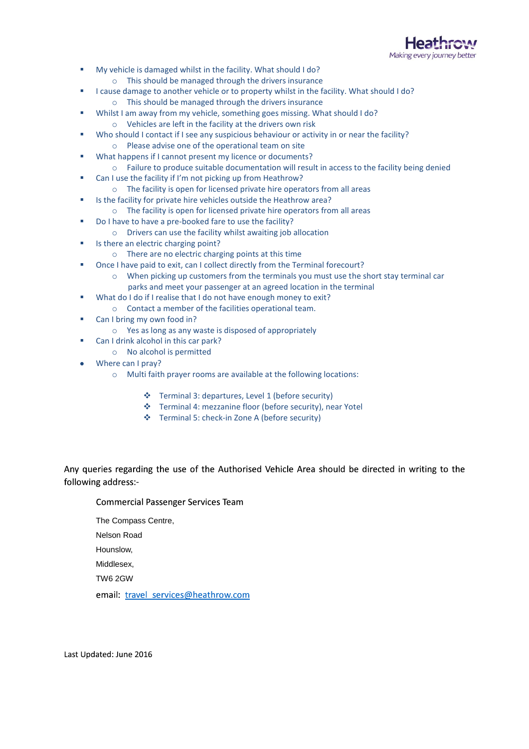- My vehicle is damaged whilst in the facility. What should I do?
  - This should be managed through the drivers insurance
- I cause damage to another vehicle or to property whilst in the facility. What should I do?
  - This should be managed through the drivers insurance
- Whilst I am away from my vehicle, something goes missing. What should I do?
  - Vehicles are left in the facility at the drivers own risk
- Who should I contact if I see any suspicious behaviour or activity in or near the facility?
  - Please advise one of the operational team on site
- What happens if I cannot present my licence or documents?
  - Failure to produce suitable documentation will result in access to the facility being denied
- Can I use the facility if I'm not picking up from Heathrow?
  - The facility is open for licensed private hire operators from all areas
- Is the facility for private hire vehicles outside the Heathrow area?
  - The facility is open for licensed private hire operators from all areas
- Do I have to have a pre-booked fare to use the facility?
  - Drivers can use the facility whilst awaiting job allocation
- Is there an electric charging point?
  - There are no electric charging points at this time
- Once I have paid to exit, can I collect directly from the Terminal forecourt?
  - When picking up customers from the terminals you must use the short stay terminal car parks and meet your passenger at an agreed location in the terminal
- What do I do if I realise that I do not have enough money to exit?
  - Contact a member of the facilities operational team.
- Can I bring my own food in?
  - Yes as long as any waste is disposed of appropriately
- Can I drink alcohol in this car park?
  - No alcohol is permitted
- Where can I pray?
  - Multi faith prayer rooms are available at the following locations:
    - Terminal 3: departures, Level 1 (before security)
    - Terminal 4: mezzanine floor (before security), near Yotel
    - Terminal 5: check-in Zone A (before security)

Any queries regarding the use of the Authorised Vehicle Area should be directed in writing to the following address:-

Commercial Passenger Services Team

The Compass Centre,  
Nelson Road  
Hounslow,  
Middlesex,  
TW6 2GW

email: travel_services@heathrow.com

Last Updated: June 2016